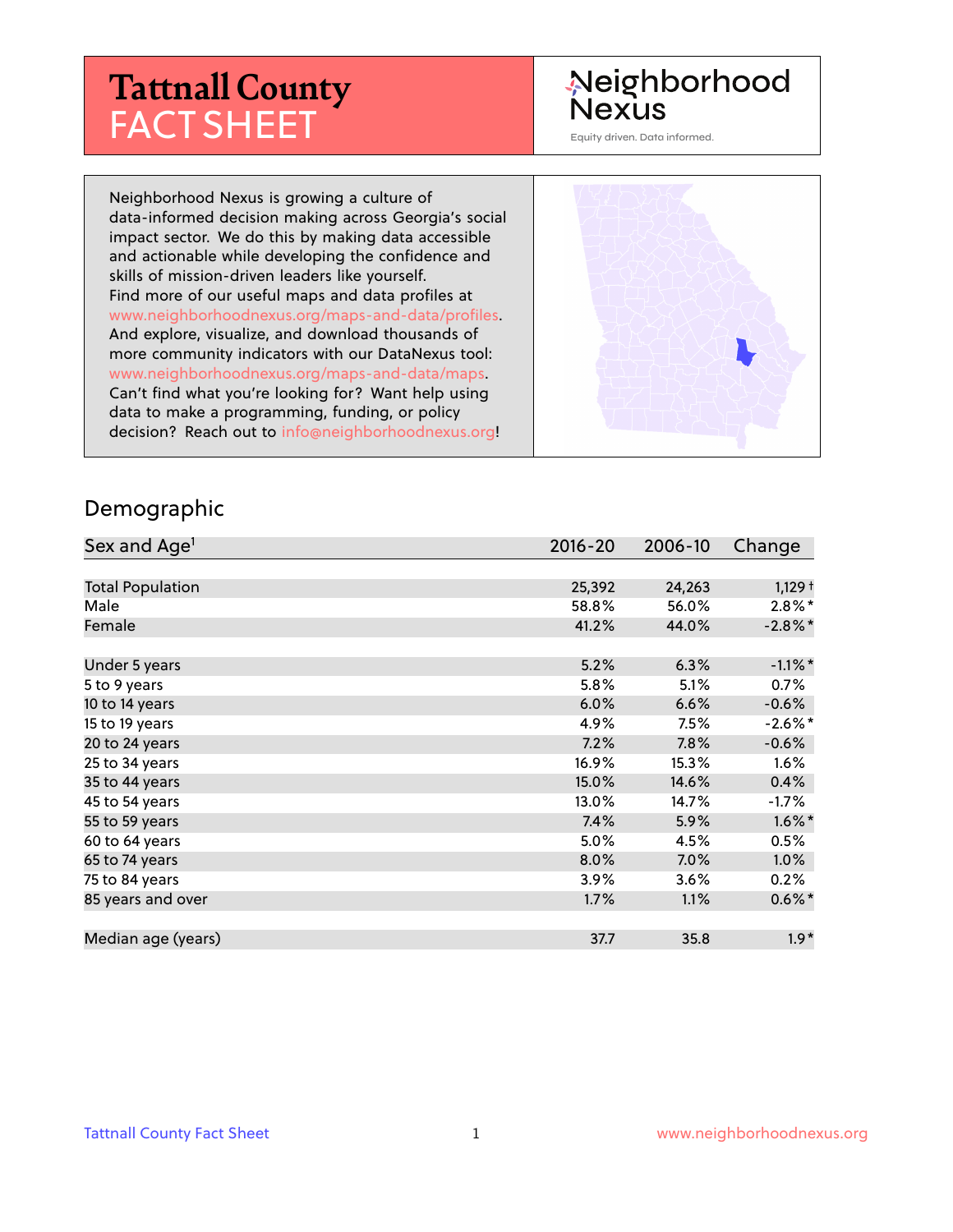# Tattnall County FACT SHEET

Neighborhood Nexus

Equity driven. Data informed.

Neighborhood Nexus is growing a culture of data-informed decision making across Georgia's social impact sector. We do this by making data accessible and actionable while developing the confidence and skills of mission-driven leaders like yourself. Find more of our useful maps and data profiles at www.neighborhoodnexus.org/maps-and-data/profiles. And explore, visualize, and download thousands of more community indicators with our DataNexus tool: www.neighborhoodnexus.org/maps-and-data/maps. Can't find what you're looking for? Want help using data to make a programming, funding, or policy decision? Reach out to info@neighborhoodnexus.org!

## Demographic

| Sex and Age[1] | 2016-20 | 2006-10 | Change |
|---|---|---|---|
| Total Population | 25,392 | 24,263 | 1,129 † |
| Male | 58.8% | 56.0% | 2.8%* |
| Female | 41.2% | 44.0% | -2.8%* |
| Under 5 years | 5.2% | 6.3% | -1.1%* |
| 5 to 9 years | 5.8% | 5.1% | 0.7% |
| 10 to 14 years | 6.0% | 6.6% | -0.6% |
| 15 to 19 years | 4.9% | 7.5% | -2.6%* |
| 20 to 24 years | 7.2% | 7.8% | -0.6% |
| 25 to 34 years | 16.9% | 15.3% | 1.6% |
| 35 to 44 years | 15.0% | 14.6% | 0.4% |
| 45 to 54 years | 13.0% | 14.7% | -1.7% |
| 55 to 59 years | 7.4% | 5.9% | 1.6%* |
| 60 to 64 years | 5.0% | 4.5% | 0.5% |
| 65 to 74 years | 8.0% | 7.0% | 1.0% |
| 75 to 84 years | 3.9% | 3.6% | 0.2% |
| 85 years and over | 1.7% | 1.1% | 0.6%* |
| Median age (years) | 37.7 | 35.8 | 1.9* |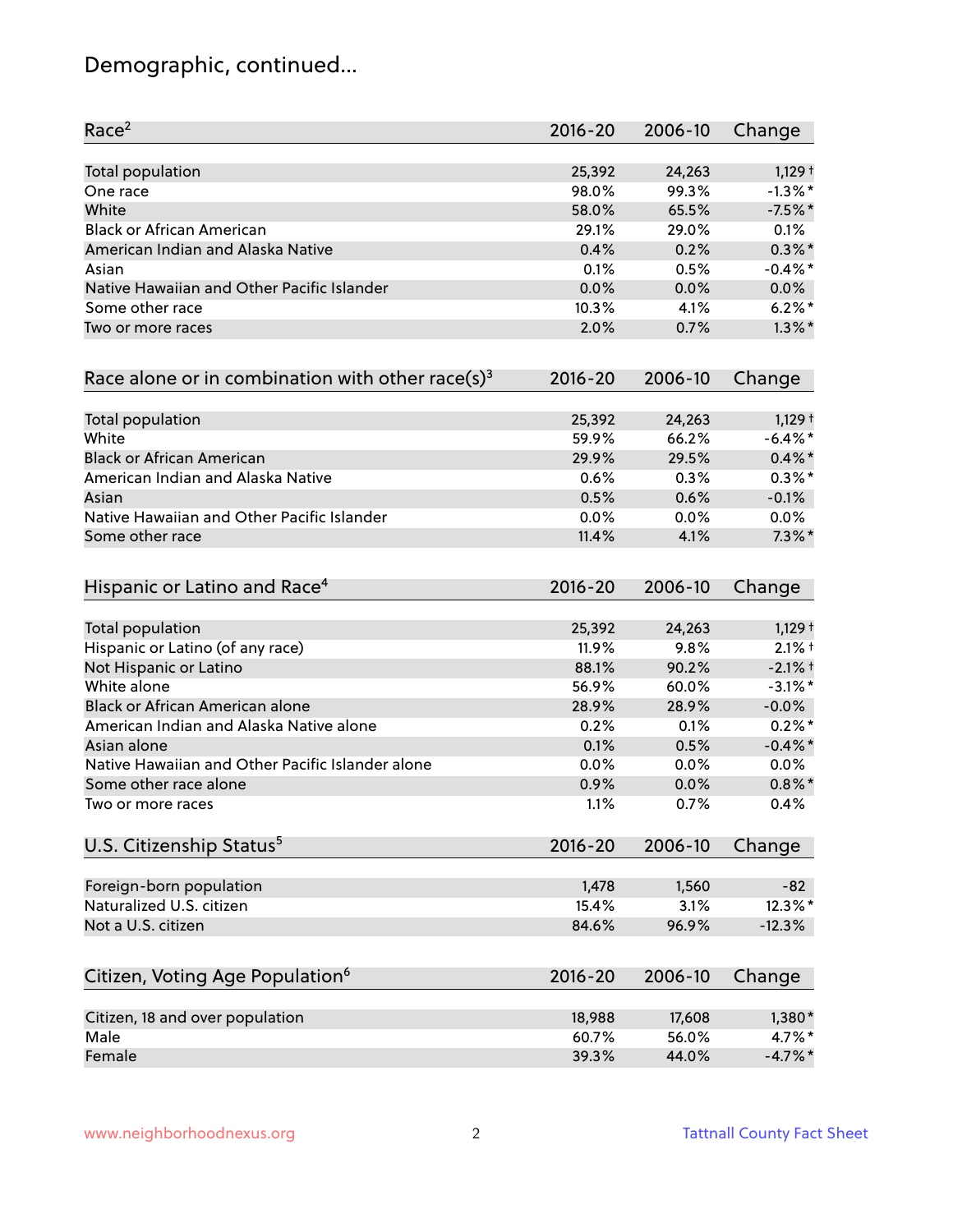## Demographic, continued...

| Race[2] | 2016-20 | 2006-10 | Change |
|---|---|---|---|
| Total population | 25,392 | 24,263 | 1,129 † |
| One race | 98.0% | 99.3% | -1.3% * |
| White | 58.0% | 65.5% | -7.5% * |
| Black or African American | 29.1% | 29.0% | 0.1% |
| American Indian and Alaska Native | 0.4% | 0.2% | 0.3% * |
| Asian | 0.1% | 0.5% | -0.4% * |
| Native Hawaiian and Other Pacific Islander | 0.0% | 0.0% | 0.0% |
| Some other race | 10.3% | 4.1% | 6.2% * |
| Two or more races | 2.0% | 0.7% | 1.3% * |

| Race alone or in combination with other race(s)[3] | 2016-20 | 2006-10 | Change |
|---|---|---|---|
| Total population | 25,392 | 24,263 | 1,129 † |
| White | 59.9% | 66.2% | -6.4% * |
| Black or African American | 29.9% | 29.5% | 0.4% * |
| American Indian and Alaska Native | 0.6% | 0.3% | 0.3% * |
| Asian | 0.5% | 0.6% | -0.1% |
| Native Hawaiian and Other Pacific Islander | 0.0% | 0.0% | 0.0% |
| Some other race | 11.4% | 4.1% | 7.3% * |

| Hispanic or Latino and Race[4] | 2016-20 | 2006-10 | Change |
|---|---|---|---|
| Total population | 25,392 | 24,263 | 1,129 † |
| Hispanic or Latino (of any race) | 11.9% | 9.8% | 2.1% † |
| Not Hispanic or Latino | 88.1% | 90.2% | -2.1% † |
| White alone | 56.9% | 60.0% | -3.1% * |
| Black or African American alone | 28.9% | 28.9% | -0.0% |
| American Indian and Alaska Native alone | 0.2% | 0.1% | 0.2% * |
| Asian alone | 0.1% | 0.5% | -0.4% * |
| Native Hawaiian and Other Pacific Islander alone | 0.0% | 0.0% | 0.0% |
| Some other race alone | 0.9% | 0.0% | 0.8% * |
| Two or more races | 1.1% | 0.7% | 0.4% |

| U.S. Citizenship Status[5] | 2016-20 | 2006-10 | Change |
|---|---|---|---|
| Foreign-born population | 1,478 | 1,560 | -82 |
| Naturalized U.S. citizen | 15.4% | 3.1% | 12.3% * |
| Not a U.S. citizen | 84.6% | 96.9% | -12.3% |

| Citizen, Voting Age Population[6] | 2016-20 | 2006-10 | Change |
|---|---|---|---|
| Citizen, 18 and over population | 18,988 | 17,608 | 1,380 * |
| Male | 60.7% | 56.0% | 4.7% * |
| Female | 39.3% | 44.0% | -4.7% * |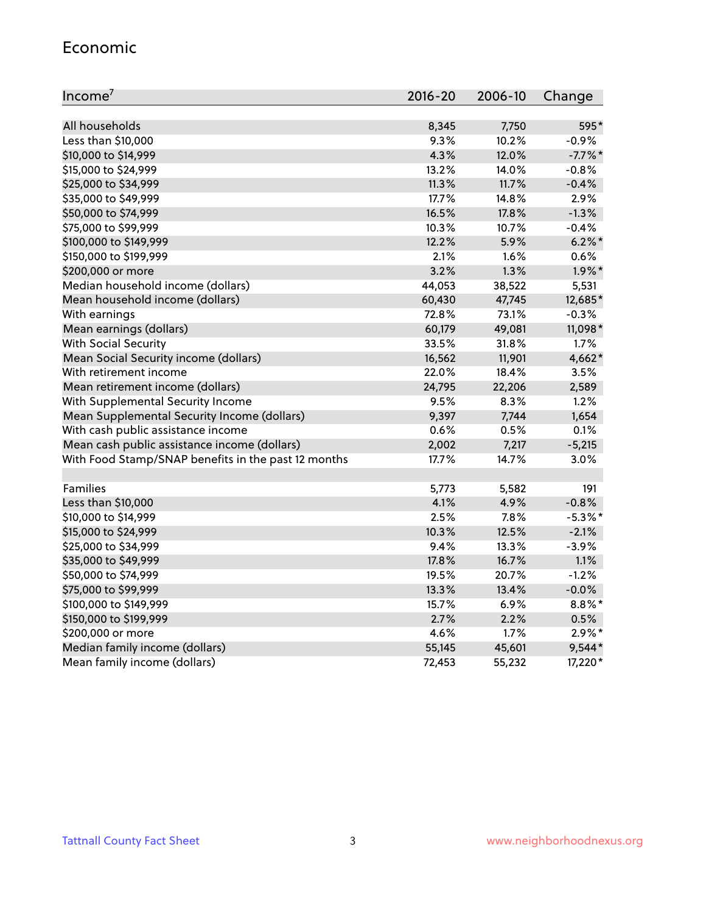## Economic

| Income[7] | 2016-20 | 2006-10 | Change |
|---|---|---|---|
| All households | 8,345 | 7,750 | 595* |
| Less than $10,000 | 9.3% | 10.2% | -0.9% |
| $10,000 to $14,999 | 4.3% | 12.0% | -7.7%* |
| $15,000 to $24,999 | 13.2% | 14.0% | -0.8% |
| $25,000 to $34,999 | 11.3% | 11.7% | -0.4% |
| $35,000 to $49,999 | 17.7% | 14.8% | 2.9% |
| $50,000 to $74,999 | 16.5% | 17.8% | -1.3% |
| $75,000 to $99,999 | 10.3% | 10.7% | -0.4% |
| $100,000 to $149,999 | 12.2% | 5.9% | 6.2%* |
| $150,000 to $199,999 | 2.1% | 1.6% | 0.6% |
| $200,000 or more | 3.2% | 1.3% | 1.9%* |
| Median household income (dollars) | 44,053 | 38,522 | 5,531 |
| Mean household income (dollars) | 60,430 | 47,745 | 12,685* |
| With earnings | 72.8% | 73.1% | -0.3% |
| Mean earnings (dollars) | 60,179 | 49,081 | 11,098* |
| With Social Security | 33.5% | 31.8% | 1.7% |
| Mean Social Security income (dollars) | 16,562 | 11,901 | 4,662* |
| With retirement income | 22.0% | 18.4% | 3.5% |
| Mean retirement income (dollars) | 24,795 | 22,206 | 2,589 |
| With Supplemental Security Income | 9.5% | 8.3% | 1.2% |
| Mean Supplemental Security Income (dollars) | 9,397 | 7,744 | 1,654 |
| With cash public assistance income | 0.6% | 0.5% | 0.1% |
| Mean cash public assistance income (dollars) | 2,002 | 7,217 | -5,215 |
| With Food Stamp/SNAP benefits in the past 12 months | 17.7% | 14.7% | 3.0% |
| | | | |
| Families | 5,773 | 5,582 | 191 |
| Less than $10,000 | 4.1% | 4.9% | -0.8% |
| $10,000 to $14,999 | 2.5% | 7.8% | -5.3%* |
| $15,000 to $24,999 | 10.3% | 12.5% | -2.1% |
| $25,000 to $34,999 | 9.4% | 13.3% | -3.9% |
| $35,000 to $49,999 | 17.8% | 16.7% | 1.1% |
| $50,000 to $74,999 | 19.5% | 20.7% | -1.2% |
| $75,000 to $99,999 | 13.3% | 13.4% | -0.0% |
| $100,000 to $149,999 | 15.7% | 6.9% | 8.8%* |
| $150,000 to $199,999 | 2.7% | 2.2% | 0.5% |
| $200,000 or more | 4.6% | 1.7% | 2.9%* |
| Median family income (dollars) | 55,145 | 45,601 | 9,544* |
| Mean family income (dollars) | 72,453 | 55,232 | 17,220* |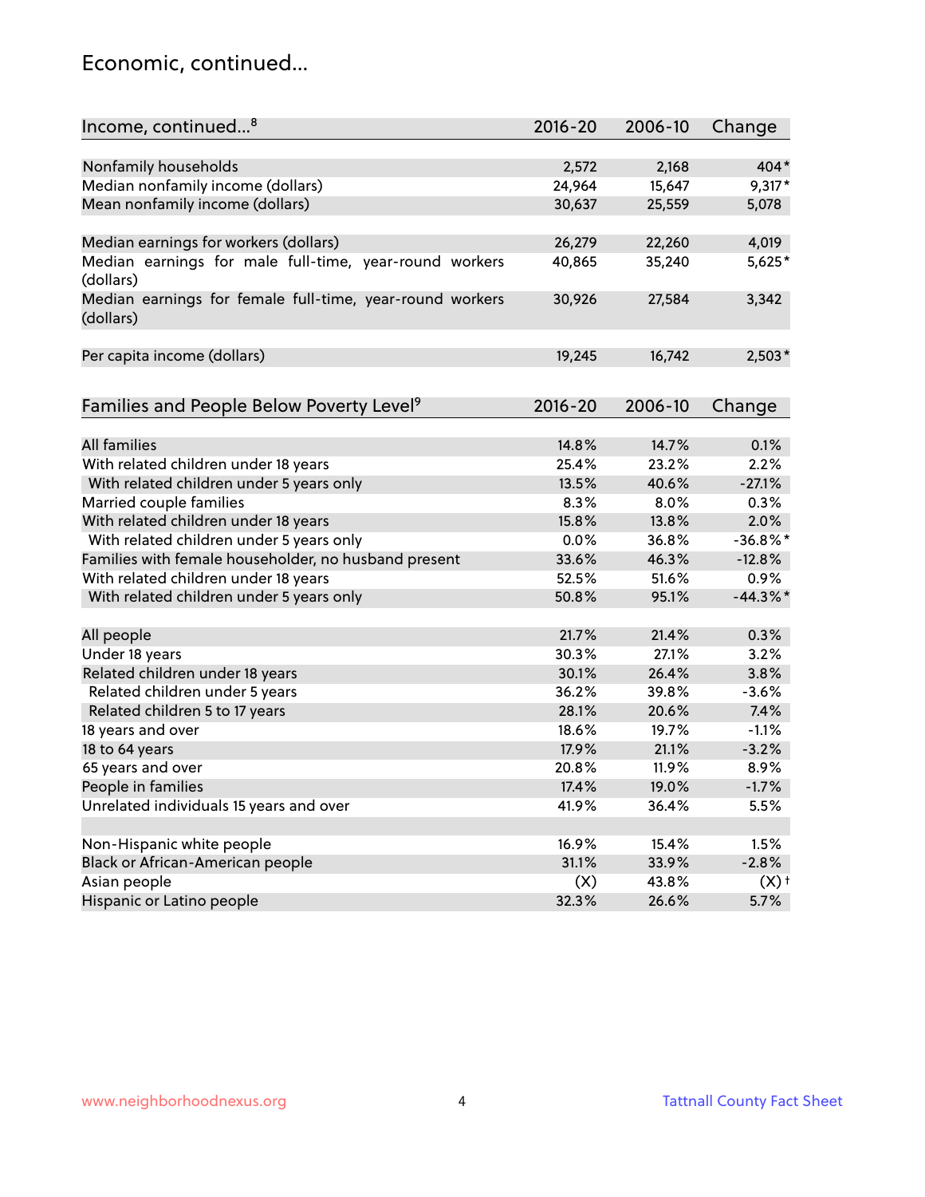## Economic, continued...

| Income, continued...[8] | 2016-20 | 2006-10 | Change |
|---|---|---|---|
| Nonfamily households | 2,572 | 2,168 | 404* |
| Median nonfamily income (dollars) | 24,964 | 15,647 | 9,317* |
| Mean nonfamily income (dollars) | 30,637 | 25,559 | 5,078 |
| Median earnings for workers (dollars) | 26,279 | 22,260 | 4,019 |
| Median earnings for male full-time, year-round workers (dollars) | 40,865 | 35,240 | 5,625* |
| Median earnings for female full-time, year-round workers (dollars) | 30,926 | 27,584 | 3,342 |
| Per capita income (dollars) | 19,245 | 16,742 | 2,503* |

| Families and People Below Poverty Level[9] | 2016-20 | 2006-10 | Change |
|---|---|---|---|
| All families | 14.8% | 14.7% | 0.1% |
| With related children under 18 years | 25.4% | 23.2% | 2.2% |
| With related children under 5 years only | 13.5% | 40.6% | -27.1% |
| Married couple families | 8.3% | 8.0% | 0.3% |
| With related children under 18 years | 15.8% | 13.8% | 2.0% |
| With related children under 5 years only | 0.0% | 36.8% | -36.8%* |
| Families with female householder, no husband present | 33.6% | 46.3% | -12.8% |
| With related children under 18 years | 52.5% | 51.6% | 0.9% |
| With related children under 5 years only | 50.8% | 95.1% | -44.3%* |
| All people | 21.7% | 21.4% | 0.3% |
| Under 18 years | 30.3% | 27.1% | 3.2% |
| Related children under 18 years | 30.1% | 26.4% | 3.8% |
| Related children under 5 years | 36.2% | 39.8% | -3.6% |
| Related children 5 to 17 years | 28.1% | 20.6% | 7.4% |
| 18 years and over | 18.6% | 19.7% | -1.1% |
| 18 to 64 years | 17.9% | 21.1% | -3.2% |
| 65 years and over | 20.8% | 11.9% | 8.9% |
| People in families | 17.4% | 19.0% | -1.7% |
| Unrelated individuals 15 years and over | 41.9% | 36.4% | 5.5% |
| Non-Hispanic white people | 16.9% | 15.4% | 1.5% |
| Black or African-American people | 31.1% | 33.9% | -2.8% |
| Asian people | (X) | 43.8% | (X)† |
| Hispanic or Latino people | 32.3% | 26.6% | 5.7% |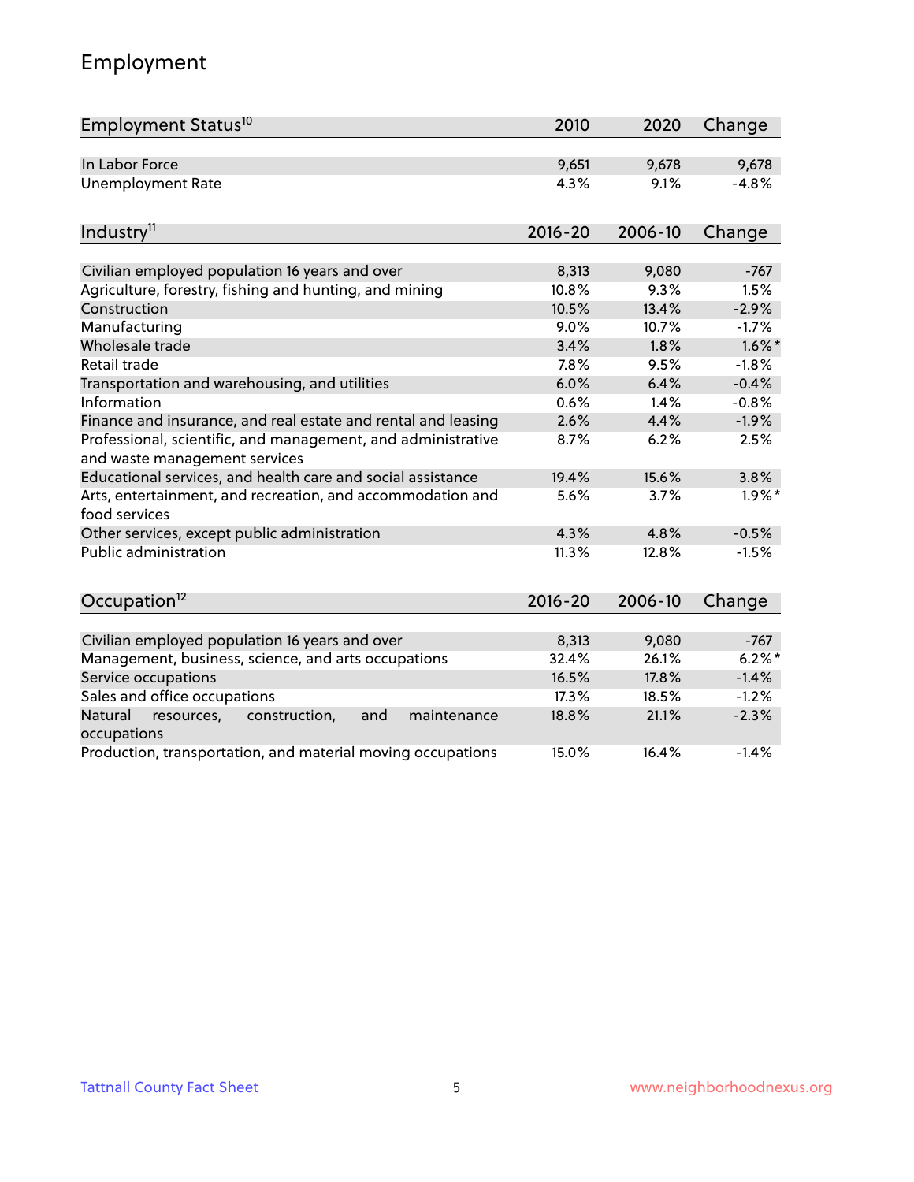# Employment

| Employment Status[10] | 2010 | 2020 | Change |
|---|---|---|---|
| In Labor Force | 9,651 | 9,678 | 9,678 |
| Unemployment Rate | 4.3% | 9.1% | -4.8% |

| Industry[11] | 2016-20 | 2006-10 | Change |
|---|---|---|---|
| Civilian employed population 16 years and over | 8,313 | 9,080 | -767 |
| Agriculture, forestry, fishing and hunting, and mining | 10.8% | 9.3% | 1.5% |
| Construction | 10.5% | 13.4% | -2.9% |
| Manufacturing | 9.0% | 10.7% | -1.7% |
| Wholesale trade | 3.4% | 1.8% | 1.6%* |
| Retail trade | 7.8% | 9.5% | -1.8% |
| Transportation and warehousing, and utilities | 6.0% | 6.4% | -0.4% |
| Information | 0.6% | 1.4% | -0.8% |
| Finance and insurance, and real estate and rental and leasing | 2.6% | 4.4% | -1.9% |
| Professional, scientific, and management, and administrative and waste management services | 8.7% | 6.2% | 2.5% |
| Educational services, and health care and social assistance | 19.4% | 15.6% | 3.8% |
| Arts, entertainment, and recreation, and accommodation and food services | 5.6% | 3.7% | 1.9%* |
| Other services, except public administration | 4.3% | 4.8% | -0.5% |
| Public administration | 11.3% | 12.8% | -1.5% |

| Occupation[12] | 2016-20 | 2006-10 | Change |
|---|---|---|---|
| Civilian employed population 16 years and over | 8,313 | 9,080 | -767 |
| Management, business, science, and arts occupations | 32.4% | 26.1% | 6.2%* |
| Service occupations | 16.5% | 17.8% | -1.4% |
| Sales and office occupations | 17.3% | 18.5% | -1.2% |
| Natural resources, construction, and maintenance occupations | 18.8% | 21.1% | -2.3% |
| Production, transportation, and material moving occupations | 15.0% | 16.4% | -1.4% |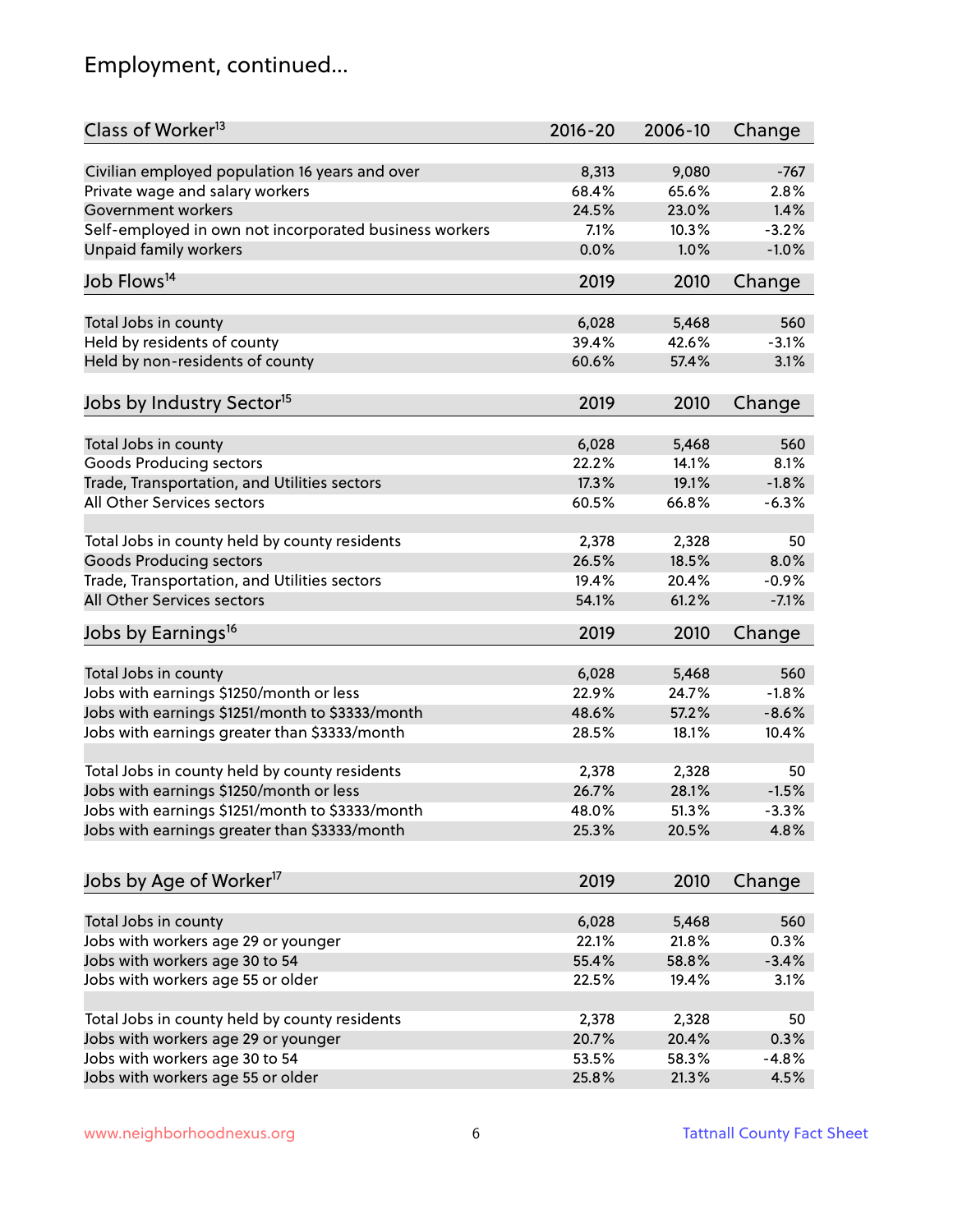# Employment, continued...

| Class of Worker[13] | 2016-20 | 2006-10 | Change |
|---|---|---|---|
| Civilian employed population 16 years and over | 8,313 | 9,080 | -767 |
| Private wage and salary workers | 68.4% | 65.6% | 2.8% |
| Government workers | 24.5% | 23.0% | 1.4% |
| Self-employed in own not incorporated business workers | 7.1% | 10.3% | -3.2% |
| Unpaid family workers | 0.0% | 1.0% | -1.0% |

| Job Flows[14] | 2019 | 2010 | Change |
|---|---|---|---|
| Total Jobs in county | 6,028 | 5,468 | 560 |
| Held by residents of county | 39.4% | 42.6% | -3.1% |
| Held by non-residents of county | 60.6% | 57.4% | 3.1% |

| Jobs by Industry Sector[15] | 2019 | 2010 | Change |
|---|---|---|---|
| Total Jobs in county | 6,028 | 5,468 | 560 |
| Goods Producing sectors | 22.2% | 14.1% | 8.1% |
| Trade, Transportation, and Utilities sectors | 17.3% | 19.1% | -1.8% |
| All Other Services sectors | 60.5% | 66.8% | -6.3% |
| | | | |
| Total Jobs in county held by county residents | 2,378 | 2,328 | 50 |
| Goods Producing sectors | 26.5% | 18.5% | 8.0% |
| Trade, Transportation, and Utilities sectors | 19.4% | 20.4% | -0.9% |
| All Other Services sectors | 54.1% | 61.2% | -7.1% |

| Jobs by Earnings[16] | 2019 | 2010 | Change |
|---|---|---|---|
| Total Jobs in county | 6,028 | 5,468 | 560 |
| Jobs with earnings $1250/month or less | 22.9% | 24.7% | -1.8% |
| Jobs with earnings $1251/month to $3333/month | 48.6% | 57.2% | -8.6% |
| Jobs with earnings greater than $3333/month | 28.5% | 18.1% | 10.4% |
| | | | |
| Total Jobs in county held by county residents | 2,378 | 2,328 | 50 |
| Jobs with earnings $1250/month or less | 26.7% | 28.1% | -1.5% |
| Jobs with earnings $1251/month to $3333/month | 48.0% | 51.3% | -3.3% |
| Jobs with earnings greater than $3333/month | 25.3% | 20.5% | 4.8% |

| Jobs by Age of Worker[17] | 2019 | 2010 | Change |
|---|---|---|---|
| Total Jobs in county | 6,028 | 5,468 | 560 |
| Jobs with workers age 29 or younger | 22.1% | 21.8% | 0.3% |
| Jobs with workers age 30 to 54 | 55.4% | 58.8% | -3.4% |
| Jobs with workers age 55 or older | 22.5% | 19.4% | 3.1% |
| | | | |
| Total Jobs in county held by county residents | 2,378 | 2,328 | 50 |
| Jobs with workers age 29 or younger | 20.7% | 20.4% | 0.3% |
| Jobs with workers age 30 to 54 | 53.5% | 58.3% | -4.8% |
| Jobs with workers age 55 or older | 25.8% | 21.3% | 4.5% |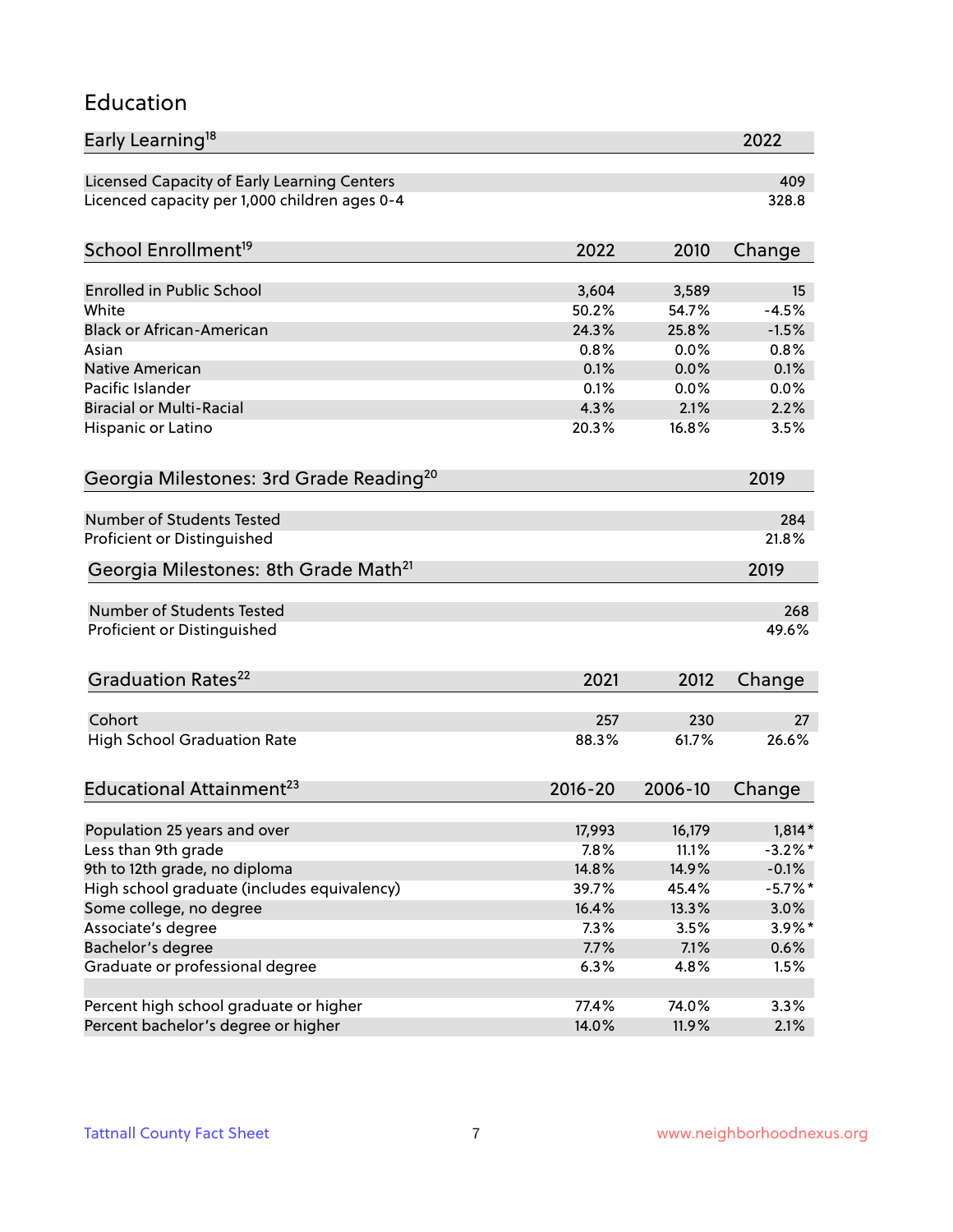## Education

| Early Learning[18] | 2022 |
|---|---|
| Licensed Capacity of Early Learning Centers | 409 |
| Licenced capacity per 1,000 children ages 0-4 | 328.8 |

| School Enrollment[19] | 2022 | 2010 | Change |
|---|---|---|---|
| Enrolled in Public School | 3,604 | 3,589 | 15 |
| White | 50.2% | 54.7% | -4.5% |
| Black or African-American | 24.3% | 25.8% | -1.5% |
| Asian | 0.8% | 0.0% | 0.8% |
| Native American | 0.1% | 0.0% | 0.1% |
| Pacific Islander | 0.1% | 0.0% | 0.0% |
| Biracial or Multi-Racial | 4.3% | 2.1% | 2.2% |
| Hispanic or Latino | 20.3% | 16.8% | 3.5% |

| Georgia Milestones: 3rd Grade Reading[20] | 2019 |
|---|---|
| Number of Students Tested | 284 |
| Proficient or Distinguished | 21.8% |

| Georgia Milestones: 8th Grade Math[21] | 2019 |
|---|---|
| Number of Students Tested | 268 |
| Proficient or Distinguished | 49.6% |

| Graduation Rates[22] | 2021 | 2012 | Change |
|---|---|---|---|
| Cohort | 257 | 230 | 27 |
| High School Graduation Rate | 88.3% | 61.7% | 26.6% |

| Educational Attainment[23] | 2016-20 | 2006-10 | Change |
|---|---|---|---|
| Population 25 years and over | 17,993 | 16,179 | 1,814* |
| Less than 9th grade | 7.8% | 11.1% | -3.2%* |
| 9th to 12th grade, no diploma | 14.8% | 14.9% | -0.1% |
| High school graduate (includes equivalency) | 39.7% | 45.4% | -5.7%* |
| Some college, no degree | 16.4% | 13.3% | 3.0% |
| Associate's degree | 7.3% | 3.5% | 3.9%* |
| Bachelor's degree | 7.7% | 7.1% | 0.6% |
| Graduate or professional degree | 6.3% | 4.8% | 1.5% |
| | | | |
| Percent high school graduate or higher | 77.4% | 74.0% | 3.3% |
| Percent bachelor's degree or higher | 14.0% | 11.9% | 2.1% |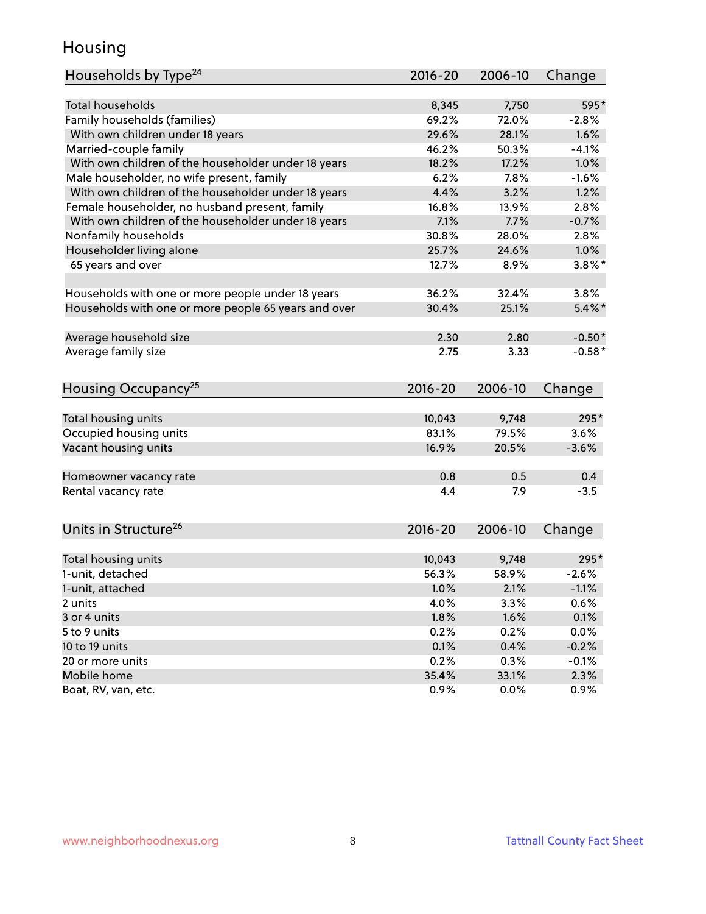# Housing

| Households by Type[24] | 2016-20 | 2006-10 | Change |
|---|---|---|---|
| Total households | 8,345 | 7,750 | 595* |
| Family households (families) | 69.2% | 72.0% | -2.8% |
| With own children under 18 years | 29.6% | 28.1% | 1.6% |
| Married-couple family | 46.2% | 50.3% | -4.1% |
| With own children of the householder under 18 years | 18.2% | 17.2% | 1.0% |
| Male householder, no wife present, family | 6.2% | 7.8% | -1.6% |
| With own children of the householder under 18 years | 4.4% | 3.2% | 1.2% |
| Female householder, no husband present, family | 16.8% | 13.9% | 2.8% |
| With own children of the householder under 18 years | 7.1% | 7.7% | -0.7% |
| Nonfamily households | 30.8% | 28.0% | 2.8% |
| Householder living alone | 25.7% | 24.6% | 1.0% |
| 65 years and over | 12.7% | 8.9% | 3.8%* |
| | | | |
| Households with one or more people under 18 years | 36.2% | 32.4% | 3.8% |
| Households with one or more people 65 years and over | 30.4% | 25.1% | 5.4%* |
| | | | |
| Average household size | 2.30 | 2.80 | -0.50* |
| Average family size | 2.75 | 3.33 | -0.58* |

| Housing Occupancy[25] | 2016-20 | 2006-10 | Change |
|---|---|---|---|
| Total housing units | 10,043 | 9,748 | 295* |
| Occupied housing units | 83.1% | 79.5% | 3.6% |
| Vacant housing units | 16.9% | 20.5% | -3.6% |
| | | | |
| Homeowner vacancy rate | 0.8 | 0.5 | 0.4 |
| Rental vacancy rate | 4.4 | 7.9 | -3.5 |

| Units in Structure[26] | 2016-20 | 2006-10 | Change |
|---|---|---|---|
| Total housing units | 10,043 | 9,748 | 295* |
| 1-unit, detached | 56.3% | 58.9% | -2.6% |
| 1-unit, attached | 1.0% | 2.1% | -1.1% |
| 2 units | 4.0% | 3.3% | 0.6% |
| 3 or 4 units | 1.8% | 1.6% | 0.1% |
| 5 to 9 units | 0.2% | 0.2% | 0.0% |
| 10 to 19 units | 0.1% | 0.4% | -0.2% |
| 20 or more units | 0.2% | 0.3% | -0.1% |
| Mobile home | 35.4% | 33.1% | 2.3% |
| Boat, RV, van, etc. | 0.9% | 0.0% | 0.9% |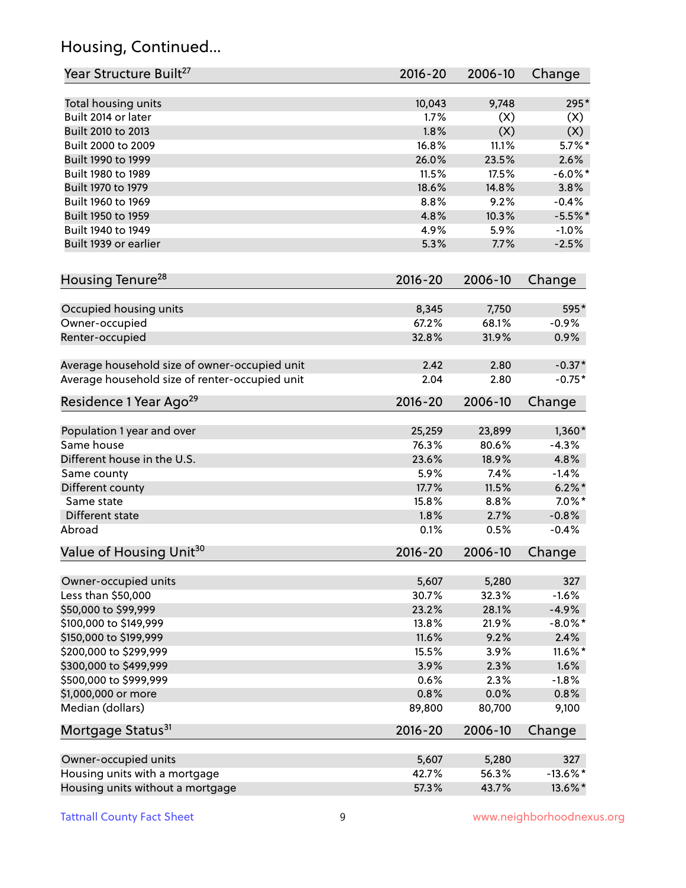## Housing, Continued...

| Year Structure Built[27] | 2016-20 | 2006-10 | Change |
|---|---|---|---|
| Total housing units | 10,043 | 9,748 | 295* |
| Built 2014 or later | 1.7% | (X) | (X) |
| Built 2010 to 2013 | 1.8% | (X) | (X) |
| Built 2000 to 2009 | 16.8% | 11.1% | 5.7%* |
| Built 1990 to 1999 | 26.0% | 23.5% | 2.6% |
| Built 1980 to 1989 | 11.5% | 17.5% | -6.0%* |
| Built 1970 to 1979 | 18.6% | 14.8% | 3.8% |
| Built 1960 to 1969 | 8.8% | 9.2% | -0.4% |
| Built 1950 to 1959 | 4.8% | 10.3% | -5.5%* |
| Built 1940 to 1949 | 4.9% | 5.9% | -1.0% |
| Built 1939 or earlier | 5.3% | 7.7% | -2.5% |

| Housing Tenure[28] | 2016-20 | 2006-10 | Change |
|---|---|---|---|
| Occupied housing units | 8,345 | 7,750 | 595* |
| Owner-occupied | 67.2% | 68.1% | -0.9% |
| Renter-occupied | 32.8% | 31.9% | 0.9% |
| Average household size of owner-occupied unit | 2.42 | 2.80 | -0.37* |
| Average household size of renter-occupied unit | 2.04 | 2.80 | -0.75* |

| Residence 1 Year Ago[29] | 2016-20 | 2006-10 | Change |
|---|---|---|---|
| Population 1 year and over | 25,259 | 23,899 | 1,360* |
| Same house | 76.3% | 80.6% | -4.3% |
| Different house in the U.S. | 23.6% | 18.9% | 4.8% |
| Same county | 5.9% | 7.4% | -1.4% |
| Different county | 17.7% | 11.5% | 6.2%* |
| Same state | 15.8% | 8.8% | 7.0%* |
| Different state | 1.8% | 2.7% | -0.8% |
| Abroad | 0.1% | 0.5% | -0.4% |

| Value of Housing Unit[30] | 2016-20 | 2006-10 | Change |
|---|---|---|---|
| Owner-occupied units | 5,607 | 5,280 | 327 |
| Less than $50,000 | 30.7% | 32.3% | -1.6% |
| $50,000 to $99,999 | 23.2% | 28.1% | -4.9% |
| $100,000 to $149,999 | 13.8% | 21.9% | -8.0%* |
| $150,000 to $199,999 | 11.6% | 9.2% | 2.4% |
| $200,000 to $299,999 | 15.5% | 3.9% | 11.6%* |
| $300,000 to $499,999 | 3.9% | 2.3% | 1.6% |
| $500,000 to $999,999 | 0.6% | 2.3% | -1.8% |
| $1,000,000 or more | 0.8% | 0.0% | 0.8% |
| Median (dollars) | 89,800 | 80,700 | 9,100 |

| Mortgage Status[31] | 2016-20 | 2006-10 | Change |
|---|---|---|---|
| Owner-occupied units | 5,607 | 5,280 | 327 |
| Housing units with a mortgage | 42.7% | 56.3% | -13.6%* |
| Housing units without a mortgage | 57.3% | 43.7% | 13.6%* |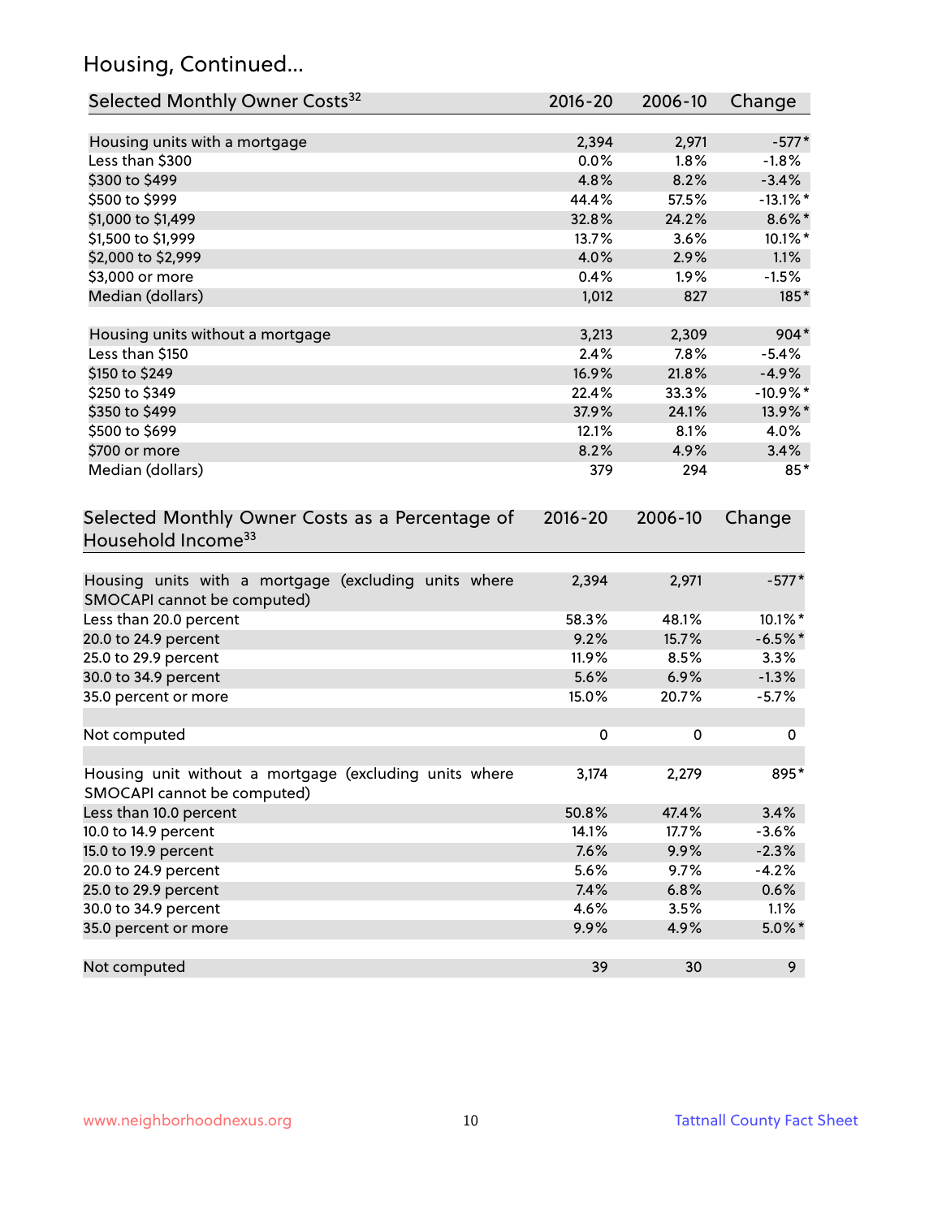## Housing, Continued...

| Selected Monthly Owner Costs[32] | 2016-20 | 2006-10 | Change |
|---|---|---|---|
| Housing units with a mortgage | 2,394 | 2,971 | -577* |
| Less than $300 | 0.0% | 1.8% | -1.8% |
| $300 to $499 | 4.8% | 8.2% | -3.4% |
| $500 to $999 | 44.4% | 57.5% | -13.1%* |
| $1,000 to $1,499 | 32.8% | 24.2% | 8.6%* |
| $1,500 to $1,999 | 13.7% | 3.6% | 10.1%* |
| $2,000 to $2,999 | 4.0% | 2.9% | 1.1% |
| $3,000 or more | 0.4% | 1.9% | -1.5% |
| Median (dollars) | 1,012 | 827 | 185* |
| | | | |
| Housing units without a mortgage | 3,213 | 2,309 | 904* |
| Less than $150 | 2.4% | 7.8% | -5.4% |
| $150 to $249 | 16.9% | 21.8% | -4.9% |
| $250 to $349 | 22.4% | 33.3% | -10.9%* |
| $350 to $499 | 37.9% | 24.1% | 13.9%* |
| $500 to $699 | 12.1% | 8.1% | 4.0% |
| $700 or more | 8.2% | 4.9% | 3.4% |
| Median (dollars) | 379 | 294 | 85* |

| Selected Monthly Owner Costs as a Percentage of Household Income[33] | 2016-20 | 2006-10 | Change |
|---|---|---|---|
| Housing units with a mortgage (excluding units where SMOCAPI cannot be computed) | 2,394 | 2,971 | -577* |
| Less than 20.0 percent | 58.3% | 48.1% | 10.1%* |
| 20.0 to 24.9 percent | 9.2% | 15.7% | -6.5%* |
| 25.0 to 29.9 percent | 11.9% | 8.5% | 3.3% |
| 30.0 to 34.9 percent | 5.6% | 6.9% | -1.3% |
| 35.0 percent or more | 15.0% | 20.7% | -5.7% |
| | | | |
| Not computed | 0 | 0 | 0 |
| | | | |
| Housing unit without a mortgage (excluding units where SMOCAPI cannot be computed) | 3,174 | 2,279 | 895* |
| Less than 10.0 percent | 50.8% | 47.4% | 3.4% |
| 10.0 to 14.9 percent | 14.1% | 17.7% | -3.6% |
| 15.0 to 19.9 percent | 7.6% | 9.9% | -2.3% |
| 20.0 to 24.9 percent | 5.6% | 9.7% | -4.2% |
| 25.0 to 29.9 percent | 7.4% | 6.8% | 0.6% |
| 30.0 to 34.9 percent | 4.6% | 3.5% | 1.1% |
| 35.0 percent or more | 9.9% | 4.9% | 5.0%* |
| | | | |
| Not computed | 39 | 30 | 9 |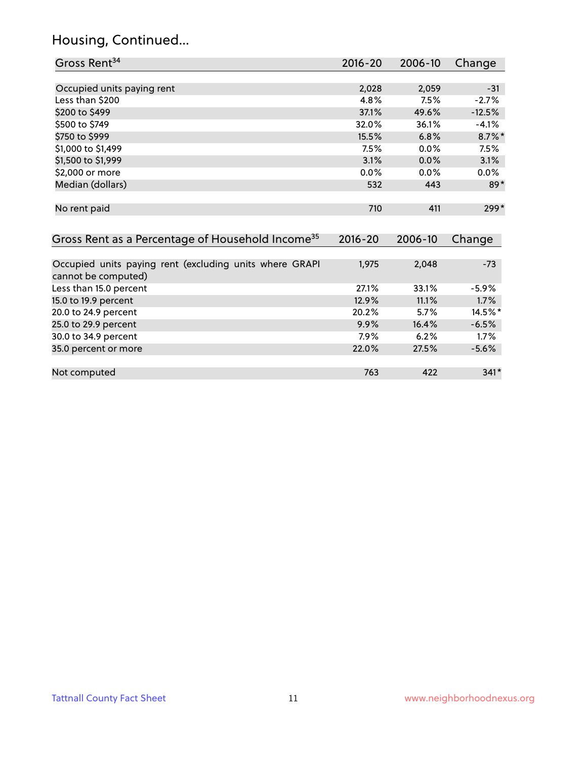## Housing, Continued...

| Gross Rent[34] | 2016-20 | 2006-10 | Change |
|---|---|---|---|
| Occupied units paying rent | 2,028 | 2,059 | -31 |
| Less than $200 | 4.8% | 7.5% | -2.7% |
| $200 to $499 | 37.1% | 49.6% | -12.5% |
| $500 to $749 | 32.0% | 36.1% | -4.1% |
| $750 to $999 | 15.5% | 6.8% | 8.7%* |
| $1,000 to $1,499 | 7.5% | 0.0% | 7.5% |
| $1,500 to $1,999 | 3.1% | 0.0% | 3.1% |
| $2,000 or more | 0.0% | 0.0% | 0.0% |
| Median (dollars) | 532 | 443 | 89* |
| No rent paid | 710 | 411 | 299* |

| Gross Rent as a Percentage of Household Income[35] | 2016-20 | 2006-10 | Change |
|---|---|---|---|
| Occupied units paying rent (excluding units where GRAPI cannot be computed) | 1,975 | 2,048 | -73 |
| Less than 15.0 percent | 27.1% | 33.1% | -5.9% |
| 15.0 to 19.9 percent | 12.9% | 11.1% | 1.7% |
| 20.0 to 24.9 percent | 20.2% | 5.7% | 14.5%* |
| 25.0 to 29.9 percent | 9.9% | 16.4% | -6.5% |
| 30.0 to 34.9 percent | 7.9% | 6.2% | 1.7% |
| 35.0 percent or more | 22.0% | 27.5% | -5.6% |
| Not computed | 763 | 422 | 341* |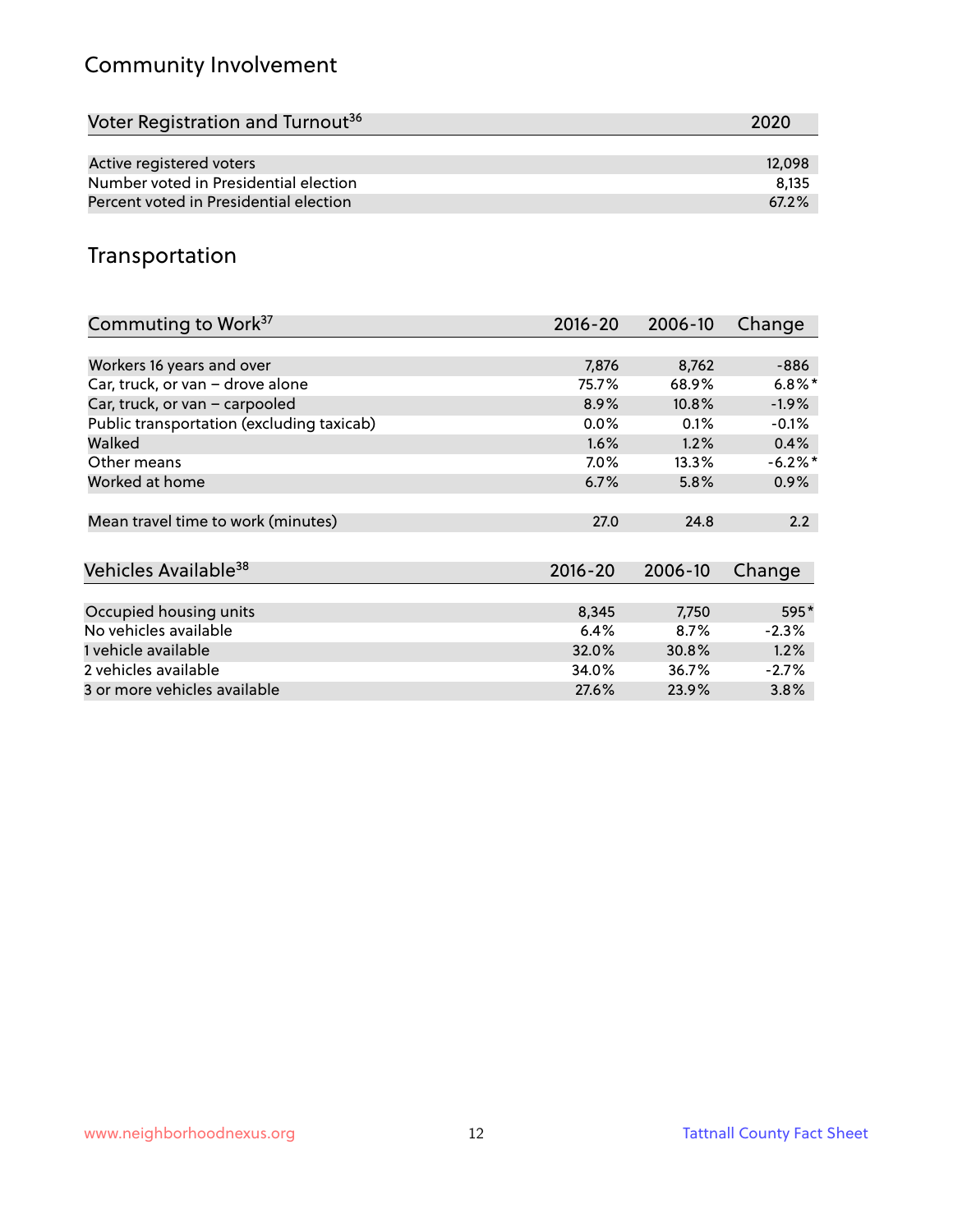## Community Involvement

| Voter Registration and Turnout[36] | 2020 |
|---|---|
| Active registered voters | 12,098 |
| Number voted in Presidential election | 8,135 |
| Percent voted in Presidential election | 67.2% |

## Transportation

| Commuting to Work[37] | 2016-20 | 2006-10 | Change |
|---|---|---|---|
| Workers 16 years and over | 7,876 | 8,762 | -886 |
| Car, truck, or van – drove alone | 75.7% | 68.9% | 6.8%* |
| Car, truck, or van – carpooled | 8.9% | 10.8% | -1.9% |
| Public transportation (excluding taxicab) | 0.0% | 0.1% | -0.1% |
| Walked | 1.6% | 1.2% | 0.4% |
| Other means | 7.0% | 13.3% | -6.2%* |
| Worked at home | 6.7% | 5.8% | 0.9% |
| Mean travel time to work (minutes) | 27.0 | 24.8 | 2.2 |

| Vehicles Available[38] | 2016-20 | 2006-10 | Change |
|---|---|---|---|
| Occupied housing units | 8,345 | 7,750 | 595* |
| No vehicles available | 6.4% | 8.7% | -2.3% |
| 1 vehicle available | 32.0% | 30.8% | 1.2% |
| 2 vehicles available | 34.0% | 36.7% | -2.7% |
| 3 or more vehicles available | 27.6% | 23.9% | 3.8% |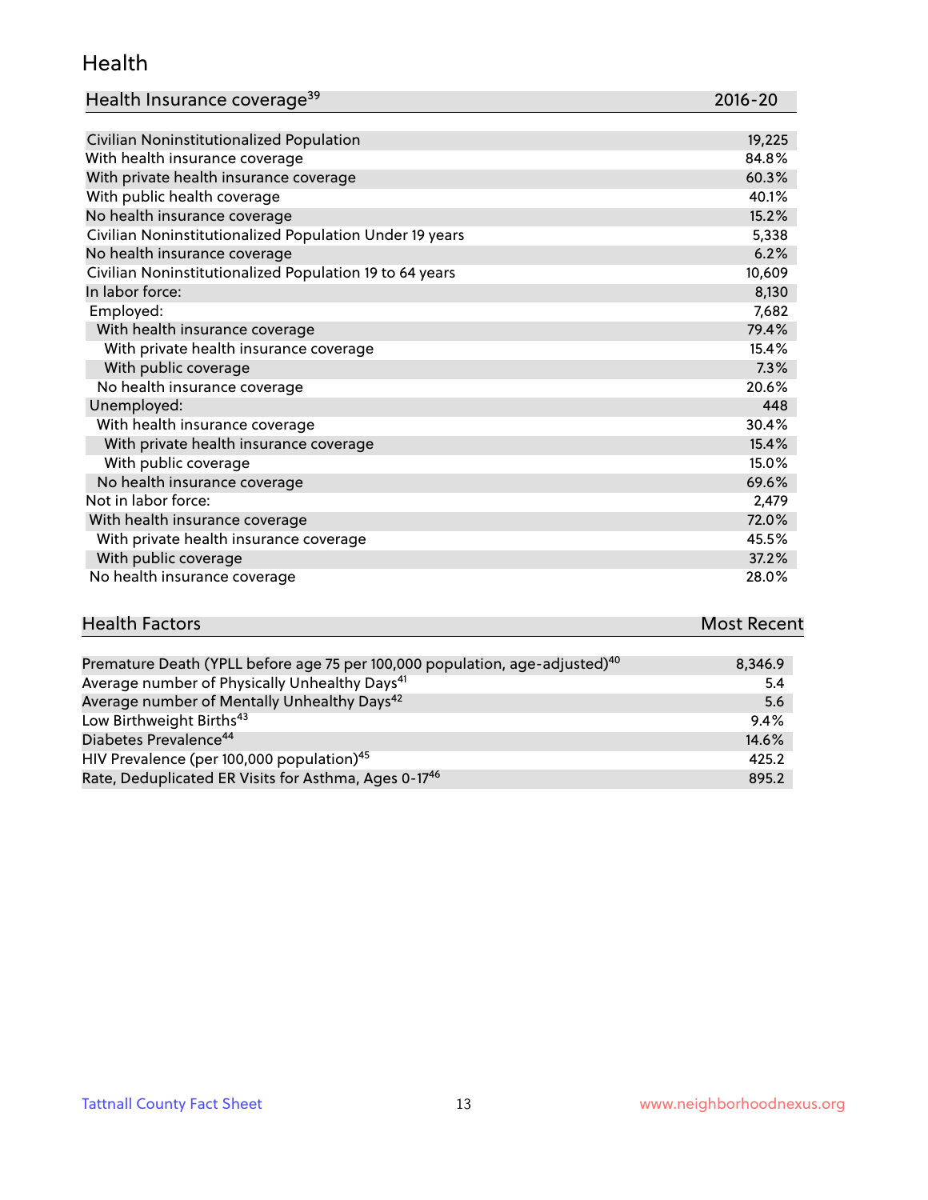## Health

| Health Insurance coverage[39] | 2016-20 |
|---|---|
| Civilian Noninstitutionalized Population | 19,225 |
| With health insurance coverage | 84.8% |
| With private health insurance coverage | 60.3% |
| With public health coverage | 40.1% |
| No health insurance coverage | 15.2% |
| Civilian Noninstitutionalized Population Under 19 years | 5,338 |
| No health insurance coverage | 6.2% |
| Civilian Noninstitutionalized Population 19 to 64 years | 10,609 |
| In labor force: | 8,130 |
| Employed: | 7,682 |
| With health insurance coverage | 79.4% |
| With private health insurance coverage | 15.4% |
| With public coverage | 7.3% |
| No health insurance coverage | 20.6% |
| Unemployed: | 448 |
| With health insurance coverage | 30.4% |
| With private health insurance coverage | 15.4% |
| With public coverage | 15.0% |
| No health insurance coverage | 69.6% |
| Not in labor force: | 2,479 |
| With health insurance coverage | 72.0% |
| With private health insurance coverage | 45.5% |
| With public coverage | 37.2% |
| No health insurance coverage | 28.0% |

| Health Factors | Most Recent |
|---|---|
| Premature Death (YPLL before age 75 per 100,000 population, age-adjusted)[40] | 8,346.9 |
| Average number of Physically Unhealthy Days[41] | 5.4 |
| Average number of Mentally Unhealthy Days[42] | 5.6 |
| Low Birthweight Births[43] | 9.4% |
| Diabetes Prevalence[44] | 14.6% |
| HIV Prevalence (per 100,000 population)[45] | 425.2 |
| Rate, Deduplicated ER Visits for Asthma, Ages 0-17[46] | 895.2 |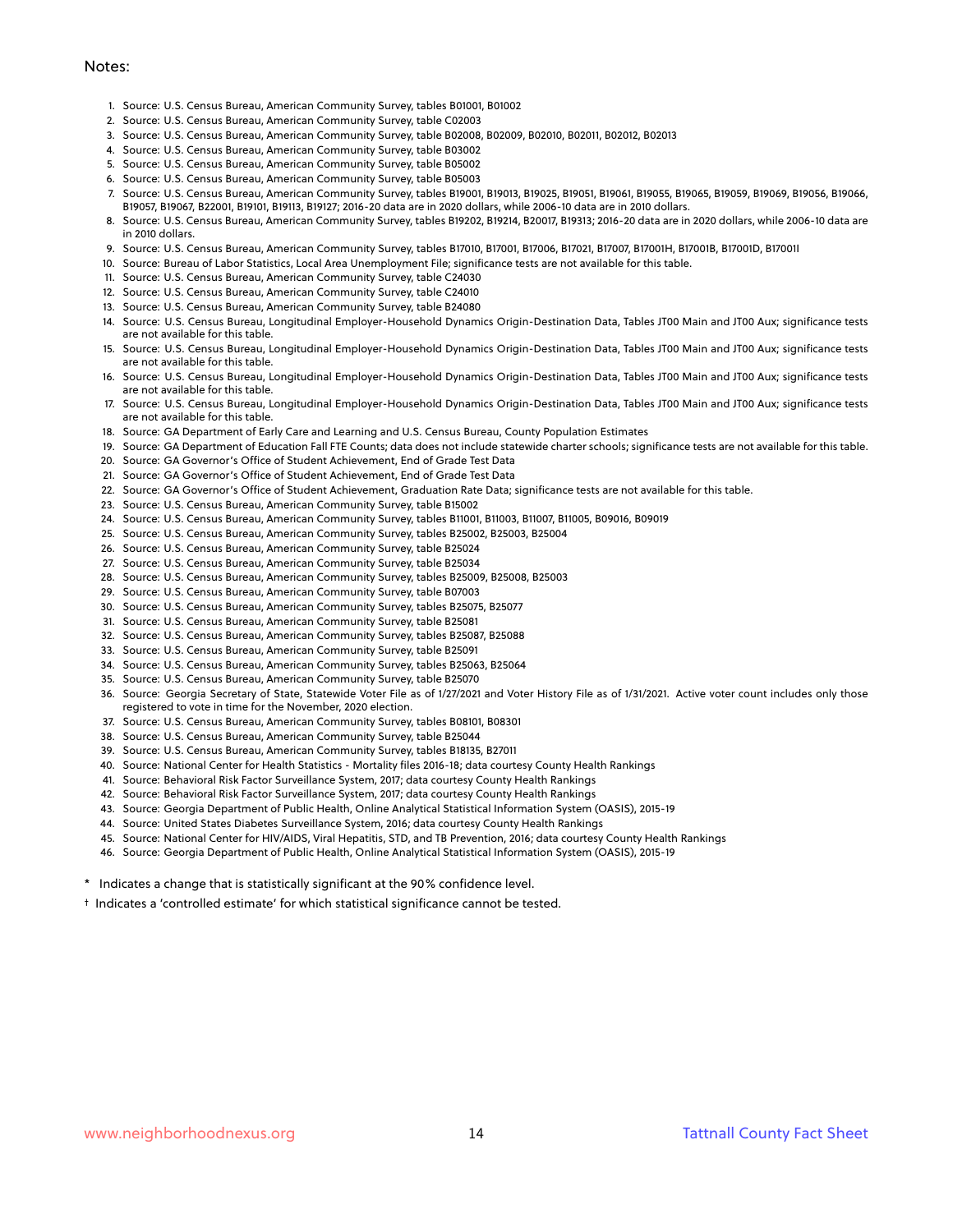Notes:

1. Source: U.S. Census Bureau, American Community Survey, tables B01001, B01002
2. Source: U.S. Census Bureau, American Community Survey, table C02003
3. Source: U.S. Census Bureau, American Community Survey, table B02008, B02009, B02010, B02011, B02012, B02013
4. Source: U.S. Census Bureau, American Community Survey, table B03002
5. Source: U.S. Census Bureau, American Community Survey, table B05002
6. Source: U.S. Census Bureau, American Community Survey, table B05003
7. Source: U.S. Census Bureau, American Community Survey, tables B19001, B19013, B19025, B19051, B19061, B19055, B19065, B19059, B19069, B19056, B19066, B19057, B19067, B22001, B19101, B19113, B19127; 2016-20 data are in 2020 dollars, while 2006-10 data are in 2010 dollars.
8. Source: U.S. Census Bureau, American Community Survey, tables B19202, B19214, B20017, B19313; 2016-20 data are in 2020 dollars, while 2006-10 data are in 2010 dollars.
9. Source: U.S. Census Bureau, American Community Survey, tables B17010, B17001, B17006, B17021, B17007, B17001H, B17001B, B17001D, B17001I
10. Source: Bureau of Labor Statistics, Local Area Unemployment File; significance tests are not available for this table.
11. Source: U.S. Census Bureau, American Community Survey, table C24030
12. Source: U.S. Census Bureau, American Community Survey, table C24010
13. Source: U.S. Census Bureau, American Community Survey, table B24080
14. Source: U.S. Census Bureau, Longitudinal Employer-Household Dynamics Origin-Destination Data, Tables JT00 Main and JT00 Aux; significance tests are not available for this table.
15. Source: U.S. Census Bureau, Longitudinal Employer-Household Dynamics Origin-Destination Data, Tables JT00 Main and JT00 Aux; significance tests are not available for this table.
16. Source: U.S. Census Bureau, Longitudinal Employer-Household Dynamics Origin-Destination Data, Tables JT00 Main and JT00 Aux; significance tests are not available for this table.
17. Source: U.S. Census Bureau, Longitudinal Employer-Household Dynamics Origin-Destination Data, Tables JT00 Main and JT00 Aux; significance tests are not available for this table.
18. Source: GA Department of Early Care and Learning and U.S. Census Bureau, County Population Estimates
19. Source: GA Department of Education Fall FTE Counts; data does not include statewide charter schools; significance tests are not available for this table.
20. Source: GA Governor's Office of Student Achievement, End of Grade Test Data
21. Source: GA Governor's Office of Student Achievement, End of Grade Test Data
22. Source: GA Governor's Office of Student Achievement, Graduation Rate Data; significance tests are not available for this table.
23. Source: U.S. Census Bureau, American Community Survey, table B15002
24. Source: U.S. Census Bureau, American Community Survey, tables B11001, B11003, B11007, B11005, B09016, B09019
25. Source: U.S. Census Bureau, American Community Survey, tables B25002, B25003, B25004
26. Source: U.S. Census Bureau, American Community Survey, table B25024
27. Source: U.S. Census Bureau, American Community Survey, table B25034
28. Source: U.S. Census Bureau, American Community Survey, tables B25009, B25008, B25003
29. Source: U.S. Census Bureau, American Community Survey, table B07003
30. Source: U.S. Census Bureau, American Community Survey, tables B25075, B25077
31. Source: U.S. Census Bureau, American Community Survey, table B25081
32. Source: U.S. Census Bureau, American Community Survey, tables B25087, B25088
33. Source: U.S. Census Bureau, American Community Survey, table B25091
34. Source: U.S. Census Bureau, American Community Survey, tables B25063, B25064
35. Source: U.S. Census Bureau, American Community Survey, table B25070
36. Source: Georgia Secretary of State, Statewide Voter File as of 1/27/2021 and Voter History File as of 1/31/2021. Active voter count includes only those registered to vote in time for the November, 2020 election.
37. Source: U.S. Census Bureau, American Community Survey, tables B08101, B08301
38. Source: U.S. Census Bureau, American Community Survey, table B25044
39. Source: U.S. Census Bureau, American Community Survey, tables B18135, B27011
40. Source: National Center for Health Statistics - Mortality files 2016-18; data courtesy County Health Rankings
41. Source: Behavioral Risk Factor Surveillance System, 2017; data courtesy County Health Rankings
42. Source: Behavioral Risk Factor Surveillance System, 2017; data courtesy County Health Rankings
43. Source: Georgia Department of Public Health, Online Analytical Statistical Information System (OASIS), 2015-19
44. Source: United States Diabetes Surveillance System, 2016; data courtesy County Health Rankings
45. Source: National Center for HIV/AIDS, Viral Hepatitis, STD, and TB Prevention, 2016; data courtesy County Health Rankings
46. Source: Georgia Department of Public Health, Online Analytical Statistical Information System (OASIS), 2015-19

\* Indicates a change that is statistically significant at the 90% confidence level.

† Indicates a 'controlled estimate' for which statistical significance cannot be tested.